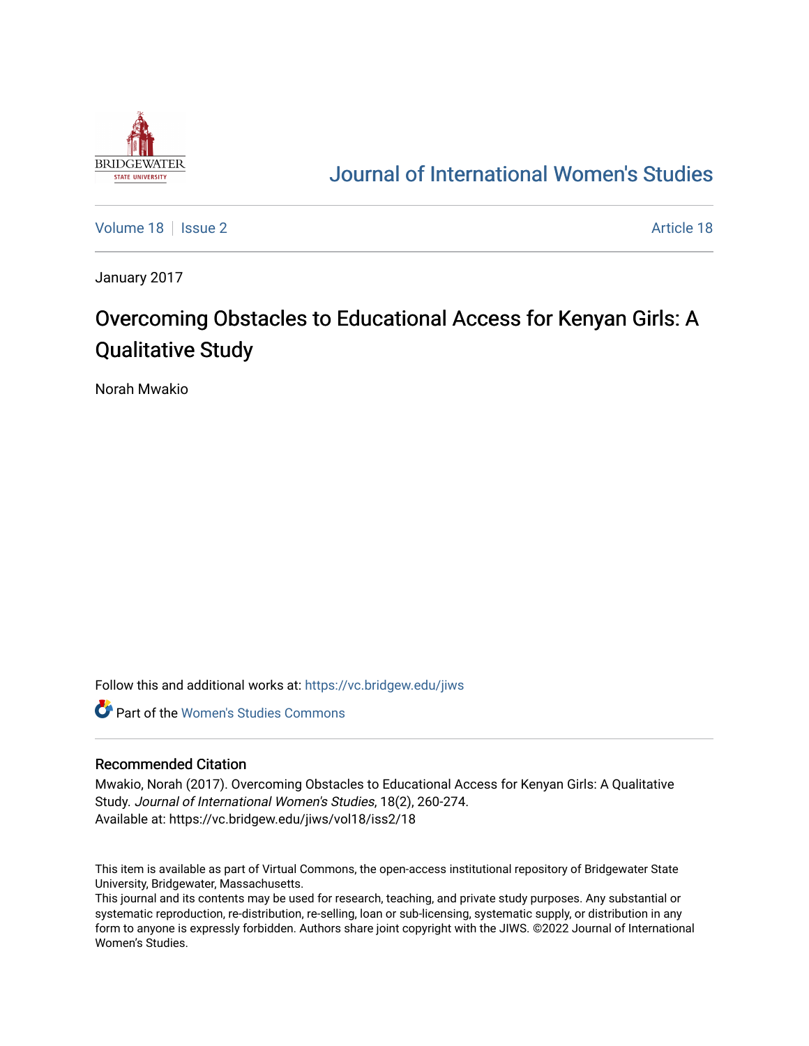# Journal of International Women's Studies

Volume 18 | Issue 2 | Article 18

January 2017

## Overcoming Obstacles to Educational Access for Kenyan Girls: A Qualitative Study

Norah Mwakio

Follow this and additional works at: https://vc.bridgew.edu/jiws

Part of the Women's Studies Commons

### Recommended Citation

Mwakio, Norah (2017). Overcoming Obstacles to Educational Access for Kenyan Girls: A Qualitative Study. *Journal of International Women's Studies*, 18(2), 260-274.
Available at: https://vc.bridgew.edu/jiws/vol18/iss2/18

This item is available as part of Virtual Commons, the open-access institutional repository of Bridgewater State University, Bridgewater, Massachusetts.
This journal and its contents may be used for research, teaching, and private study purposes. Any substantial or systematic reproduction, re-distribution, re-selling, loan or sub-licensing, systematic supply, or distribution in any form to anyone is expressly forbidden. Authors share joint copyright with the JIWS. ©2022 Journal of International Women's Studies.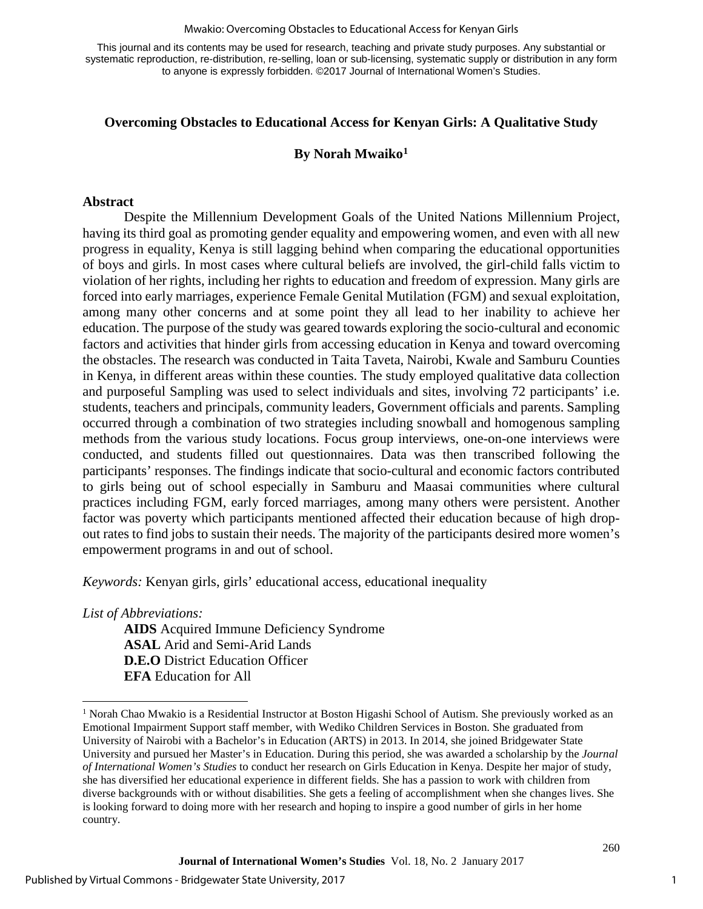This journal and its contents may be used for research, teaching and private study purposes. Any substantial or systematic reproduction, re-distribution, re-selling, loan or sub-licensing, systematic supply or distribution in any form to anyone is expressly forbidden. ©2017 Journal of International Women's Studies.

## Overcoming Obstacles to Educational Access for Kenyan Girls: A Qualitative Study

**By Norah Mwaiko**[1]

### Abstract

Despite the Millennium Development Goals of the United Nations Millennium Project, having its third goal as promoting gender equality and empowering women, and even with all new progress in equality, Kenya is still lagging behind when comparing the educational opportunities of boys and girls. In most cases where cultural beliefs are involved, the girl-child falls victim to violation of her rights, including her rights to education and freedom of expression. Many girls are forced into early marriages, experience Female Genital Mutilation (FGM) and sexual exploitation, among many other concerns and at some point they all lead to her inability to achieve her education. The purpose of the study was geared towards exploring the socio-cultural and economic factors and activities that hinder girls from accessing education in Kenya and toward overcoming the obstacles. The research was conducted in Taita Taveta, Nairobi, Kwale and Samburu Counties in Kenya, in different areas within these counties. The study employed qualitative data collection and purposeful Sampling was used to select individuals and sites, involving 72 participants' i.e. students, teachers and principals, community leaders, Government officials and parents. Sampling occurred through a combination of two strategies including snowball and homogenous sampling methods from the various study locations. Focus group interviews, one-on-one interviews were conducted, and students filled out questionnaires. Data was then transcribed following the participants' responses. The findings indicate that socio-cultural and economic factors contributed to girls being out of school especially in Samburu and Maasai communities where cultural practices including FGM, early forced marriages, among many others were persistent. Another factor was poverty which participants mentioned affected their education because of high drop-out rates to find jobs to sustain their needs. The majority of the participants desired more women's empowerment programs in and out of school.

*Keywords:* Kenyan girls, girls' educational access, educational inequality

*List of Abbreviations:*

**AIDS** Acquired Immune Deficiency Syndrome
**ASAL** Arid and Semi-Arid Lands
**D.E.O** District Education Officer
**EFA** Education for All

---

[1] Norah Chao Mwakio is a Residential Instructor at Boston Higashi School of Autism. She previously worked as an Emotional Impairment Support staff member, with Wediko Children Services in Boston. She graduated from University of Nairobi with a Bachelor's in Education (ARTS) in 2013. In 2014, she joined Bridgewater State University and pursued her Master's in Education. During this period, she was awarded a scholarship by the *Journal of International Women's Studies* to conduct her research on Girls Education in Kenya. Despite her major of study, she has diversified her educational experience in different fields. She has a passion to work with children from diverse backgrounds with or without disabilities. She gets a feeling of accomplishment when she changes lives. She is looking forward to doing more with her research and hoping to inspire a good number of girls in her home country.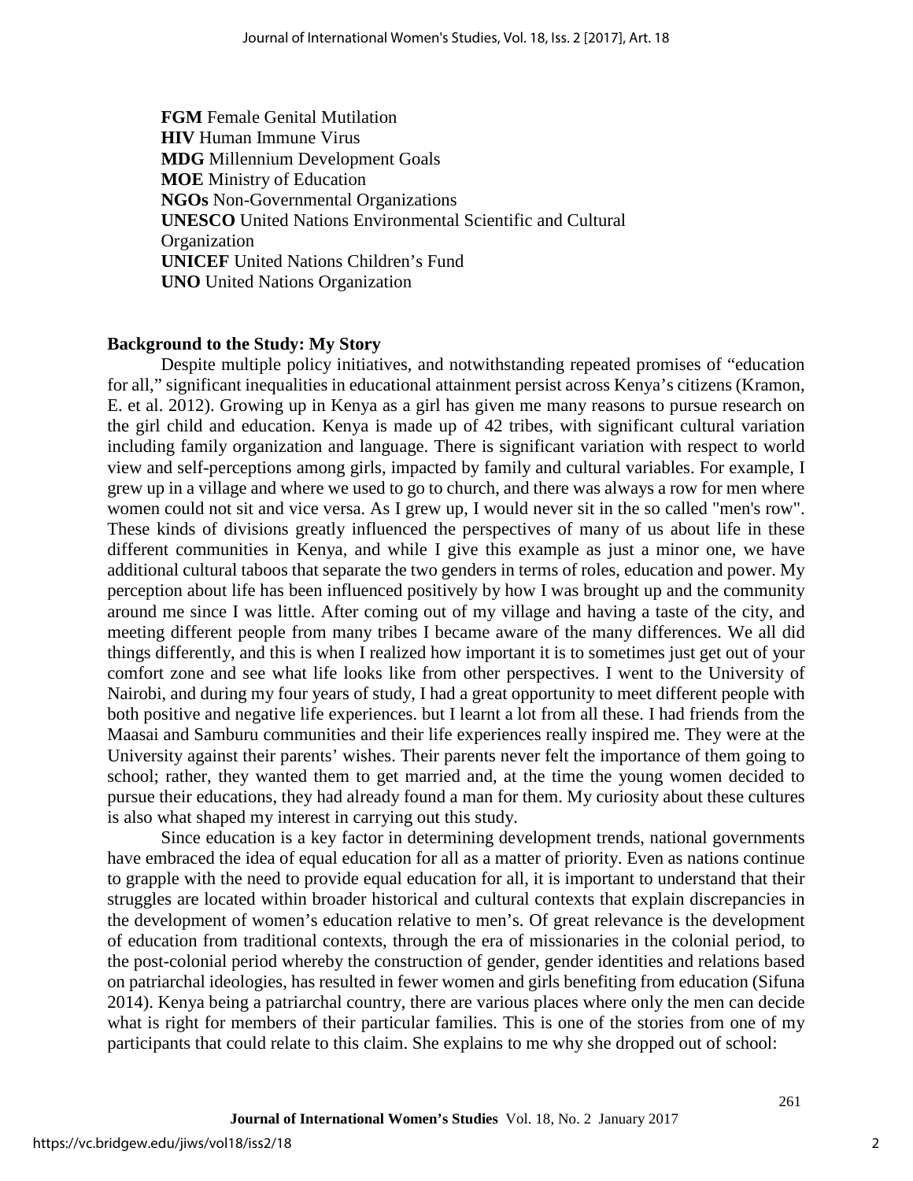**FGM** Female Genital Mutilation
**HIV** Human Immune Virus
**MDG** Millennium Development Goals
**MOE** Ministry of Education
**NGOs** Non-Governmental Organizations
**UNESCO** United Nations Environmental Scientific and Cultural Organization
**UNICEF** United Nations Children's Fund
**UNO** United Nations Organization

## Background to the Study: My Story

Despite multiple policy initiatives, and notwithstanding repeated promises of "education for all," significant inequalities in educational attainment persist across Kenya's citizens (Kramon, E. et al. 2012). Growing up in Kenya as a girl has given me many reasons to pursue research on the girl child and education. Kenya is made up of 42 tribes, with significant cultural variation including family organization and language. There is significant variation with respect to world view and self-perceptions among girls, impacted by family and cultural variables. For example, I grew up in a village and where we used to go to church, and there was always a row for men where women could not sit and vice versa. As I grew up, I would never sit in the so called "men's row". These kinds of divisions greatly influenced the perspectives of many of us about life in these different communities in Kenya, and while I give this example as just a minor one, we have additional cultural taboos that separate the two genders in terms of roles, education and power. My perception about life has been influenced positively by how I was brought up and the community around me since I was little. After coming out of my village and having a taste of the city, and meeting different people from many tribes I became aware of the many differences. We all did things differently, and this is when I realized how important it is to sometimes just get out of your comfort zone and see what life looks like from other perspectives. I went to the University of Nairobi, and during my four years of study, I had a great opportunity to meet different people with both positive and negative life experiences. but I learnt a lot from all these. I had friends from the Maasai and Samburu communities and their life experiences really inspired me. They were at the University against their parents' wishes. Their parents never felt the importance of them going to school; rather, they wanted them to get married and, at the time the young women decided to pursue their educations, they had already found a man for them. My curiosity about these cultures is also what shaped my interest in carrying out this study.

Since education is a key factor in determining development trends, national governments have embraced the idea of equal education for all as a matter of priority. Even as nations continue to grapple with the need to provide equal education for all, it is important to understand that their struggles are located within broader historical and cultural contexts that explain discrepancies in the development of women's education relative to men's. Of great relevance is the development of education from traditional contexts, through the era of missionaries in the colonial period, to the post-colonial period whereby the construction of gender, gender identities and relations based on patriarchal ideologies, has resulted in fewer women and girls benefiting from education (Sifuna 2014). Kenya being a patriarchal country, there are various places where only the men can decide what is right for members of their particular families. This is one of the stories from one of my participants that could relate to this claim. She explains to me why she dropped out of school: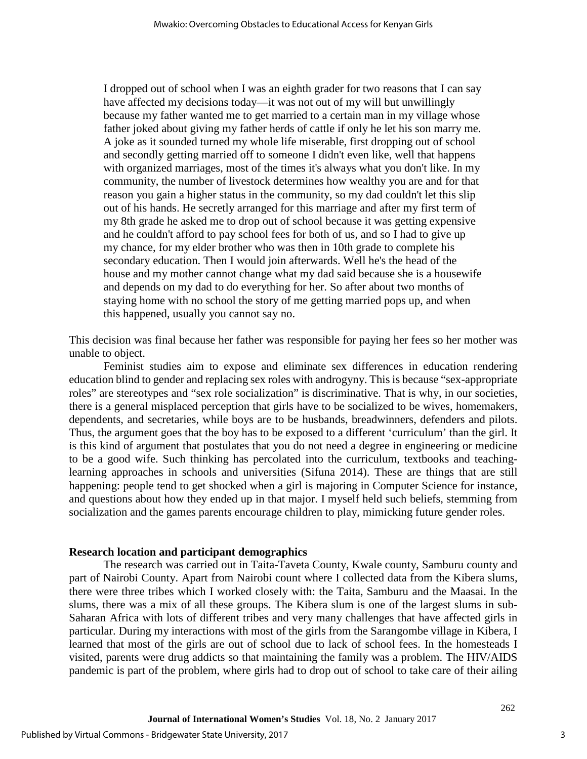> I dropped out of school when I was an eighth grader for two reasons that I can say have affected my decisions today—it was not out of my will but unwillingly because my father wanted me to get married to a certain man in my village whose father joked about giving my father herds of cattle if only he let his son marry me. A joke as it sounded turned my whole life miserable, first dropping out of school and secondly getting married off to someone I didn't even like, well that happens with organized marriages, most of the times it's always what you don't like. In my community, the number of livestock determines how wealthy you are and for that reason you gain a higher status in the community, so my dad couldn't let this slip out of his hands. He secretly arranged for this marriage and after my first term of my 8th grade he asked me to drop out of school because it was getting expensive and he couldn't afford to pay school fees for both of us, and so I had to give up my chance, for my elder brother who was then in 10th grade to complete his secondary education. Then I would join afterwards. Well he's the head of the house and my mother cannot change what my dad said because she is a housewife and depends on my dad to do everything for her. So after about two months of staying home with no school the story of me getting married pops up, and when this happened, usually you cannot say no.

This decision was final because her father was responsible for paying her fees so her mother was unable to object.

Feminist studies aim to expose and eliminate sex differences in education rendering education blind to gender and replacing sex roles with androgyny. This is because "sex-appropriate roles" are stereotypes and "sex role socialization" is discriminative. That is why, in our societies, there is a general misplaced perception that girls have to be socialized to be wives, homemakers, dependents, and secretaries, while boys are to be husbands, breadwinners, defenders and pilots. Thus, the argument goes that the boy has to be exposed to a different 'curriculum' than the girl. It is this kind of argument that postulates that you do not need a degree in engineering or medicine to be a good wife. Such thinking has percolated into the curriculum, textbooks and teaching-learning approaches in schools and universities (Sifuna 2014). These are things that are still happening: people tend to get shocked when a girl is majoring in Computer Science for instance, and questions about how they ended up in that major. I myself held such beliefs, stemming from socialization and the games parents encourage children to play, mimicking future gender roles.

**Research location and participant demographics**

The research was carried out in Taita-Taveta County, Kwale county, Samburu county and part of Nairobi County. Apart from Nairobi count where I collected data from the Kibera slums, there were three tribes which I worked closely with: the Taita, Samburu and the Maasai. In the slums, there was a mix of all these groups. The Kibera slum is one of the largest slums in sub-Saharan Africa with lots of different tribes and very many challenges that have affected girls in particular. During my interactions with most of the girls from the Sarangombe village in Kibera, I learned that most of the girls are out of school due to lack of school fees. In the homesteads I visited, parents were drug addicts so that maintaining the family was a problem. The HIV/AIDS pandemic is part of the problem, where girls had to drop out of school to take care of their ailing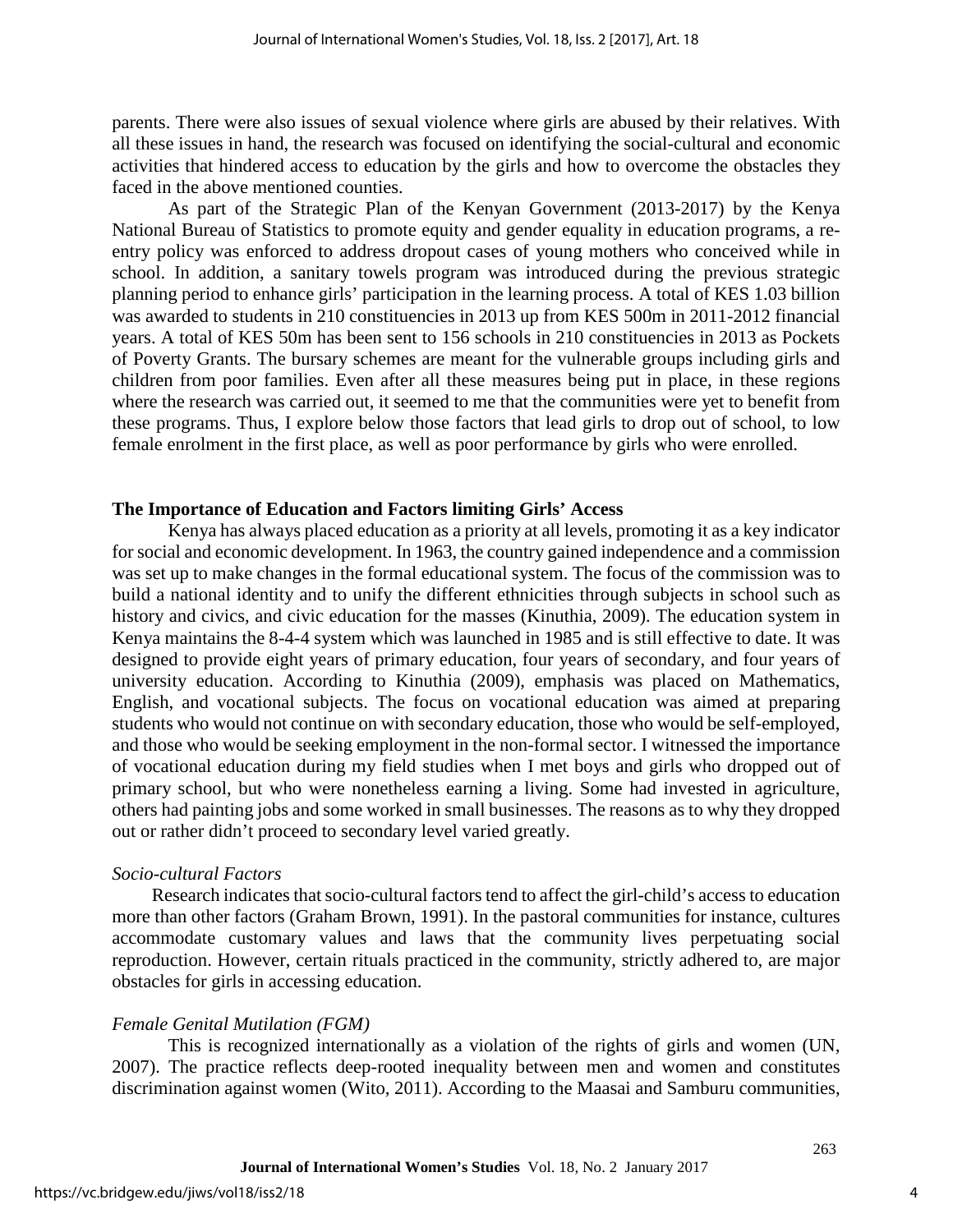parents. There were also issues of sexual violence where girls are abused by their relatives. With all these issues in hand, the research was focused on identifying the social-cultural and economic activities that hindered access to education by the girls and how to overcome the obstacles they faced in the above mentioned counties.

As part of the Strategic Plan of the Kenyan Government (2013-2017) by the Kenya National Bureau of Statistics to promote equity and gender equality in education programs, a re-entry policy was enforced to address dropout cases of young mothers who conceived while in school. In addition, a sanitary towels program was introduced during the previous strategic planning period to enhance girls' participation in the learning process. A total of KES 1.03 billion was awarded to students in 210 constituencies in 2013 up from KES 500m in 2011-2012 financial years. A total of KES 50m has been sent to 156 schools in 210 constituencies in 2013 as Pockets of Poverty Grants. The bursary schemes are meant for the vulnerable groups including girls and children from poor families. Even after all these measures being put in place, in these regions where the research was carried out, it seemed to me that the communities were yet to benefit from these programs. Thus, I explore below those factors that lead girls to drop out of school, to low female enrolment in the first place, as well as poor performance by girls who were enrolled.

## The Importance of Education and Factors limiting Girls' Access

Kenya has always placed education as a priority at all levels, promoting it as a key indicator for social and economic development. In 1963, the country gained independence and a commission was set up to make changes in the formal educational system. The focus of the commission was to build a national identity and to unify the different ethnicities through subjects in school such as history and civics, and civic education for the masses (Kinuthia, 2009). The education system in Kenya maintains the 8-4-4 system which was launched in 1985 and is still effective to date. It was designed to provide eight years of primary education, four years of secondary, and four years of university education. According to Kinuthia (2009), emphasis was placed on Mathematics, English, and vocational subjects. The focus on vocational education was aimed at preparing students who would not continue on with secondary education, those who would be self-employed, and those who would be seeking employment in the non-formal sector. I witnessed the importance of vocational education during my field studies when I met boys and girls who dropped out of primary school, but who were nonetheless earning a living. Some had invested in agriculture, others had painting jobs and some worked in small businesses. The reasons as to why they dropped out or rather didn't proceed to secondary level varied greatly.

### *Socio-cultural Factors*

Research indicates that socio-cultural factors tend to affect the girl-child's access to education more than other factors (Graham Brown, 1991). In the pastoral communities for instance, cultures accommodate customary values and laws that the community lives perpetuating social reproduction. However, certain rituals practiced in the community, strictly adhered to, are major obstacles for girls in accessing education.

### *Female Genital Mutilation (FGM)*

This is recognized internationally as a violation of the rights of girls and women (UN, 2007). The practice reflects deep-rooted inequality between men and women and constitutes discrimination against women (Wito, 2011). According to the Maasai and Samburu communities,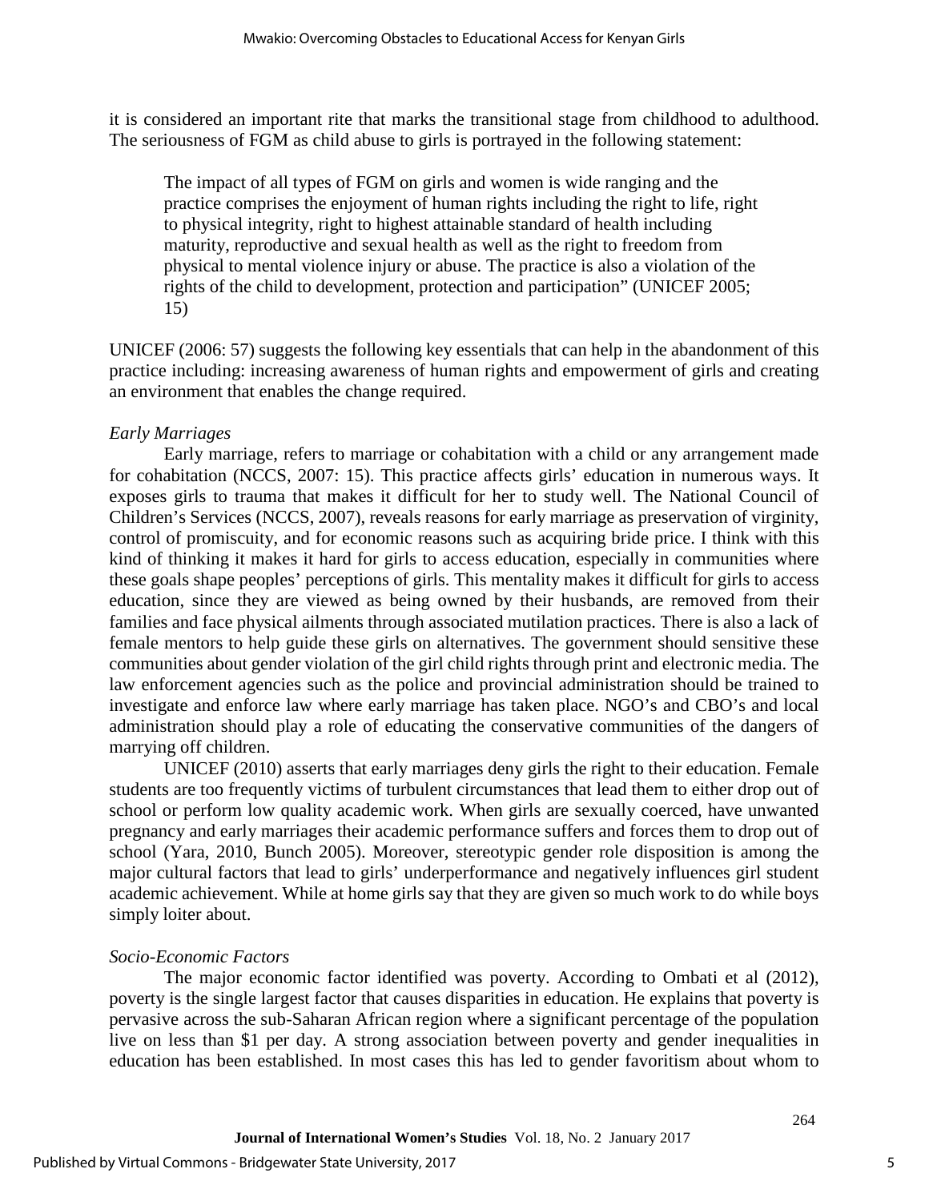it is considered an important rite that marks the transitional stage from childhood to adulthood. The seriousness of FGM as child abuse to girls is portrayed in the following statement:

> The impact of all types of FGM on girls and women is wide ranging and the practice comprises the enjoyment of human rights including the right to life, right to physical integrity, right to highest attainable standard of health including maturity, reproductive and sexual health as well as the right to freedom from physical to mental violence injury or abuse. The practice is also a violation of the rights of the child to development, protection and participation" (UNICEF 2005; 15)

UNICEF (2006: 57) suggests the following key essentials that can help in the abandonment of this practice including: increasing awareness of human rights and empowerment of girls and creating an environment that enables the change required.

*Early Marriages*

Early marriage, refers to marriage or cohabitation with a child or any arrangement made for cohabitation (NCCS, 2007: 15). This practice affects girls' education in numerous ways. It exposes girls to trauma that makes it difficult for her to study well. The National Council of Children's Services (NCCS, 2007), reveals reasons for early marriage as preservation of virginity, control of promiscuity, and for economic reasons such as acquiring bride price. I think with this kind of thinking it makes it hard for girls to access education, especially in communities where these goals shape peoples' perceptions of girls. This mentality makes it difficult for girls to access education, since they are viewed as being owned by their husbands, are removed from their families and face physical ailments through associated mutilation practices. There is also a lack of female mentors to help guide these girls on alternatives. The government should sensitive these communities about gender violation of the girl child rights through print and electronic media. The law enforcement agencies such as the police and provincial administration should be trained to investigate and enforce law where early marriage has taken place. NGO's and CBO's and local administration should play a role of educating the conservative communities of the dangers of marrying off children.

UNICEF (2010) asserts that early marriages deny girls the right to their education. Female students are too frequently victims of turbulent circumstances that lead them to either drop out of school or perform low quality academic work. When girls are sexually coerced, have unwanted pregnancy and early marriages their academic performance suffers and forces them to drop out of school (Yara, 2010, Bunch 2005). Moreover, stereotypic gender role disposition is among the major cultural factors that lead to girls' underperformance and negatively influences girl student academic achievement. While at home girls say that they are given so much work to do while boys simply loiter about.

*Socio-Economic Factors*

The major economic factor identified was poverty. According to Ombati et al (2012), poverty is the single largest factor that causes disparities in education. He explains that poverty is pervasive across the sub-Saharan African region where a significant percentage of the population live on less than $1 per day. A strong association between poverty and gender inequalities in education has been established. In most cases this has led to gender favoritism about whom to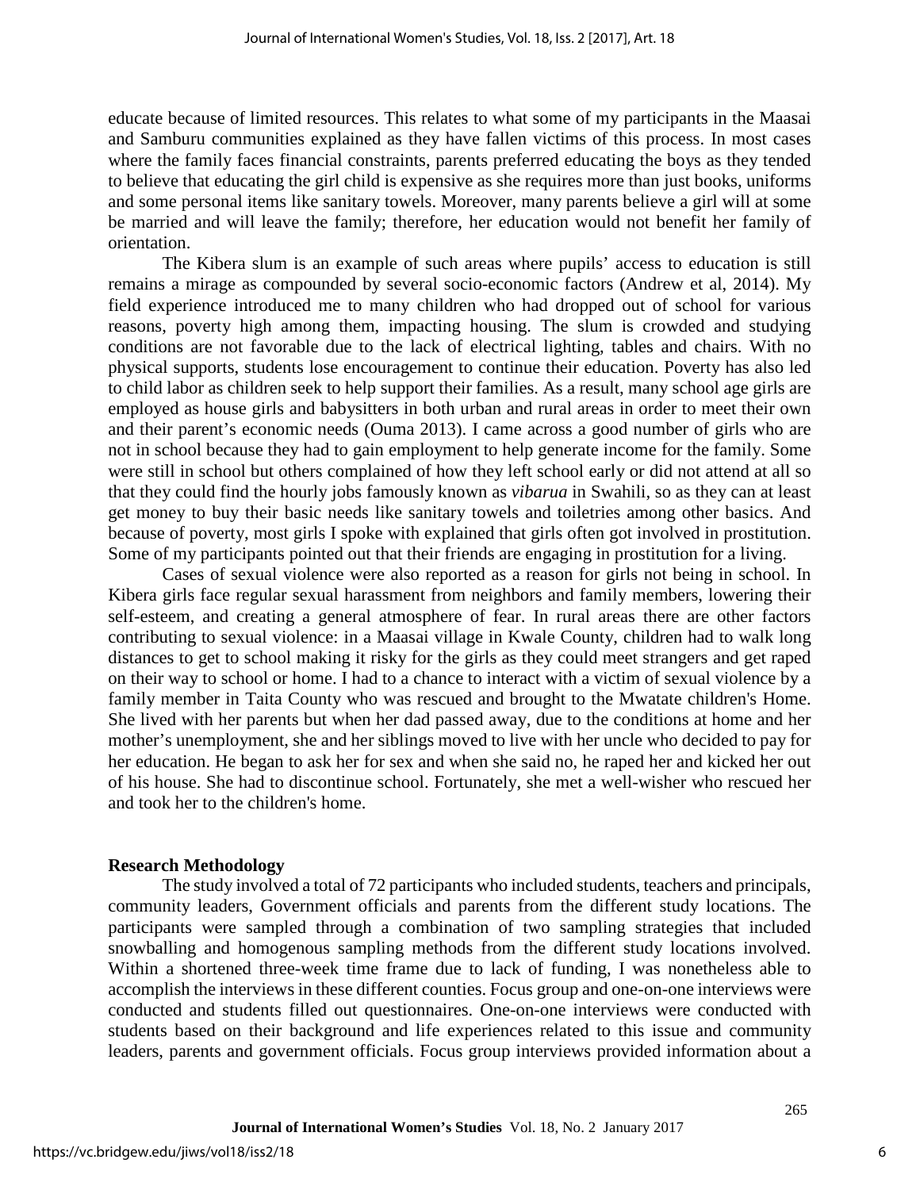educate because of limited resources. This relates to what some of my participants in the Maasai and Samburu communities explained as they have fallen victims of this process. In most cases where the family faces financial constraints, parents preferred educating the boys as they tended to believe that educating the girl child is expensive as she requires more than just books, uniforms and some personal items like sanitary towels. Moreover, many parents believe a girl will at some be married and will leave the family; therefore, her education would not benefit her family of orientation.

The Kibera slum is an example of such areas where pupils' access to education is still remains a mirage as compounded by several socio-economic factors (Andrew et al, 2014). My field experience introduced me to many children who had dropped out of school for various reasons, poverty high among them, impacting housing. The slum is crowded and studying conditions are not favorable due to the lack of electrical lighting, tables and chairs. With no physical supports, students lose encouragement to continue their education. Poverty has also led to child labor as children seek to help support their families. As a result, many school age girls are employed as house girls and babysitters in both urban and rural areas in order to meet their own and their parent's economic needs (Ouma 2013). I came across a good number of girls who are not in school because they had to gain employment to help generate income for the family. Some were still in school but others complained of how they left school early or did not attend at all so that they could find the hourly jobs famously known as *vibarua* in Swahili, so as they can at least get money to buy their basic needs like sanitary towels and toiletries among other basics. And because of poverty, most girls I spoke with explained that girls often got involved in prostitution. Some of my participants pointed out that their friends are engaging in prostitution for a living.

Cases of sexual violence were also reported as a reason for girls not being in school. In Kibera girls face regular sexual harassment from neighbors and family members, lowering their self-esteem, and creating a general atmosphere of fear. In rural areas there are other factors contributing to sexual violence: in a Maasai village in Kwale County, children had to walk long distances to get to school making it risky for the girls as they could meet strangers and get raped on their way to school or home. I had to a chance to interact with a victim of sexual violence by a family member in Taita County who was rescued and brought to the Mwatate children's Home. She lived with her parents but when her dad passed away, due to the conditions at home and her mother's unemployment, she and her siblings moved to live with her uncle who decided to pay for her education. He began to ask her for sex and when she said no, he raped her and kicked her out of his house. She had to discontinue school. Fortunately, she met a well-wisher who rescued her and took her to the children's home.

## Research Methodology

The study involved a total of 72 participants who included students, teachers and principals, community leaders, Government officials and parents from the different study locations. The participants were sampled through a combination of two sampling strategies that included snowballing and homogenous sampling methods from the different study locations involved. Within a shortened three-week time frame due to lack of funding, I was nonetheless able to accomplish the interviews in these different counties. Focus group and one-on-one interviews were conducted and students filled out questionnaires. One-on-one interviews were conducted with students based on their background and life experiences related to this issue and community leaders, parents and government officials. Focus group interviews provided information about a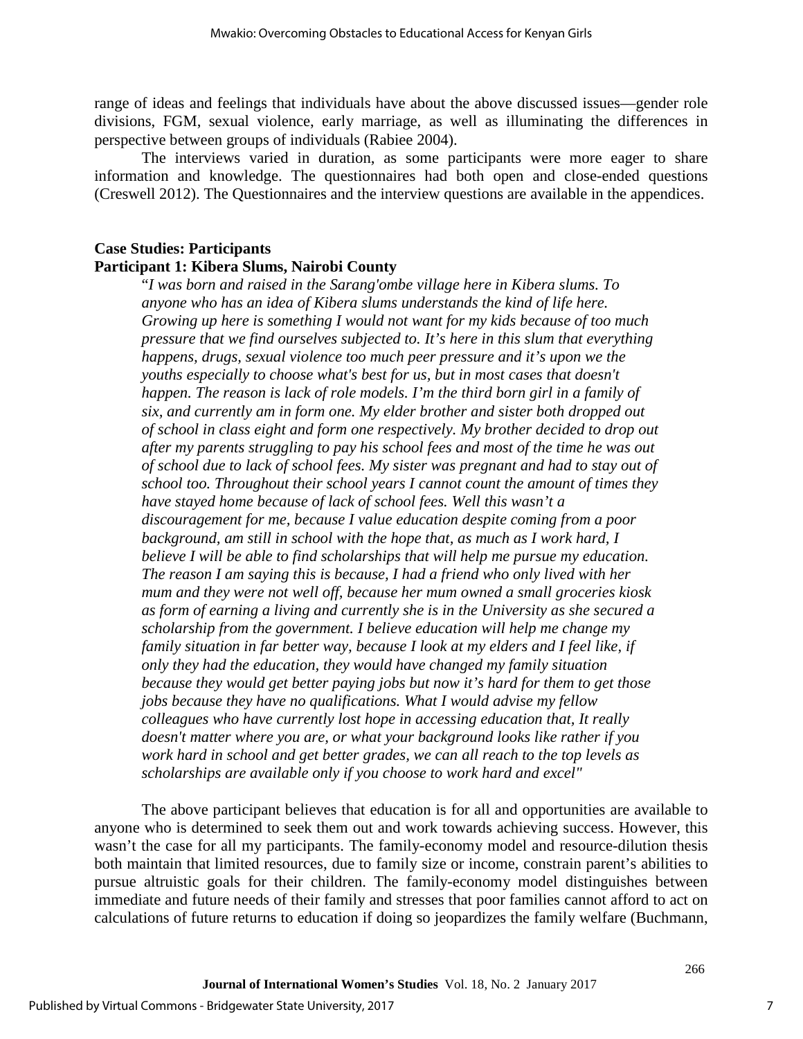range of ideas and feelings that individuals have about the above discussed issues—gender role divisions, FGM, sexual violence, early marriage, as well as illuminating the differences in perspective between groups of individuals (Rabiee 2004).

The interviews varied in duration, as some participants were more eager to share information and knowledge. The questionnaires had both open and close-ended questions (Creswell 2012). The Questionnaires and the interview questions are available in the appendices.

## Case Studies: Participants

### Participant 1: Kibera Slums, Nairobi County

"*I was born and raised in the Sarang'ombe village here in Kibera slums. To anyone who has an idea of Kibera slums understands the kind of life here. Growing up here is something I would not want for my kids because of too much pressure that we find ourselves subjected to. It's here in this slum that everything happens, drugs, sexual violence too much peer pressure and it's upon we the youths especially to choose what's best for us, but in most cases that doesn't happen. The reason is lack of role models. I'm the third born girl in a family of six, and currently am in form one. My elder brother and sister both dropped out of school in class eight and form one respectively. My brother decided to drop out after my parents struggling to pay his school fees and most of the time he was out of school due to lack of school fees. My sister was pregnant and had to stay out of school too. Throughout their school years I cannot count the amount of times they have stayed home because of lack of school fees. Well this wasn't a discouragement for me, because I value education despite coming from a poor background, am still in school with the hope that, as much as I work hard, I believe I will be able to find scholarships that will help me pursue my education. The reason I am saying this is because, I had a friend who only lived with her mum and they were not well off, because her mum owned a small groceries kiosk as form of earning a living and currently she is in the University as she secured a scholarship from the government. I believe education will help me change my family situation in far better way, because I look at my elders and I feel like, if only they had the education, they would have changed my family situation because they would get better paying jobs but now it's hard for them to get those jobs because they have no qualifications. What I would advise my fellow colleagues who have currently lost hope in accessing education that, It really doesn't matter where you are, or what your background looks like rather if you work hard in school and get better grades, we can all reach to the top levels as scholarships are available only if you choose to work hard and excel*"

The above participant believes that education is for all and opportunities are available to anyone who is determined to seek them out and work towards achieving success. However, this wasn't the case for all my participants. The family-economy model and resource-dilution thesis both maintain that limited resources, due to family size or income, constrain parent's abilities to pursue altruistic goals for their children. The family-economy model distinguishes between immediate and future needs of their family and stresses that poor families cannot afford to act on calculations of future returns to education if doing so jeopardizes the family welfare (Buchmann,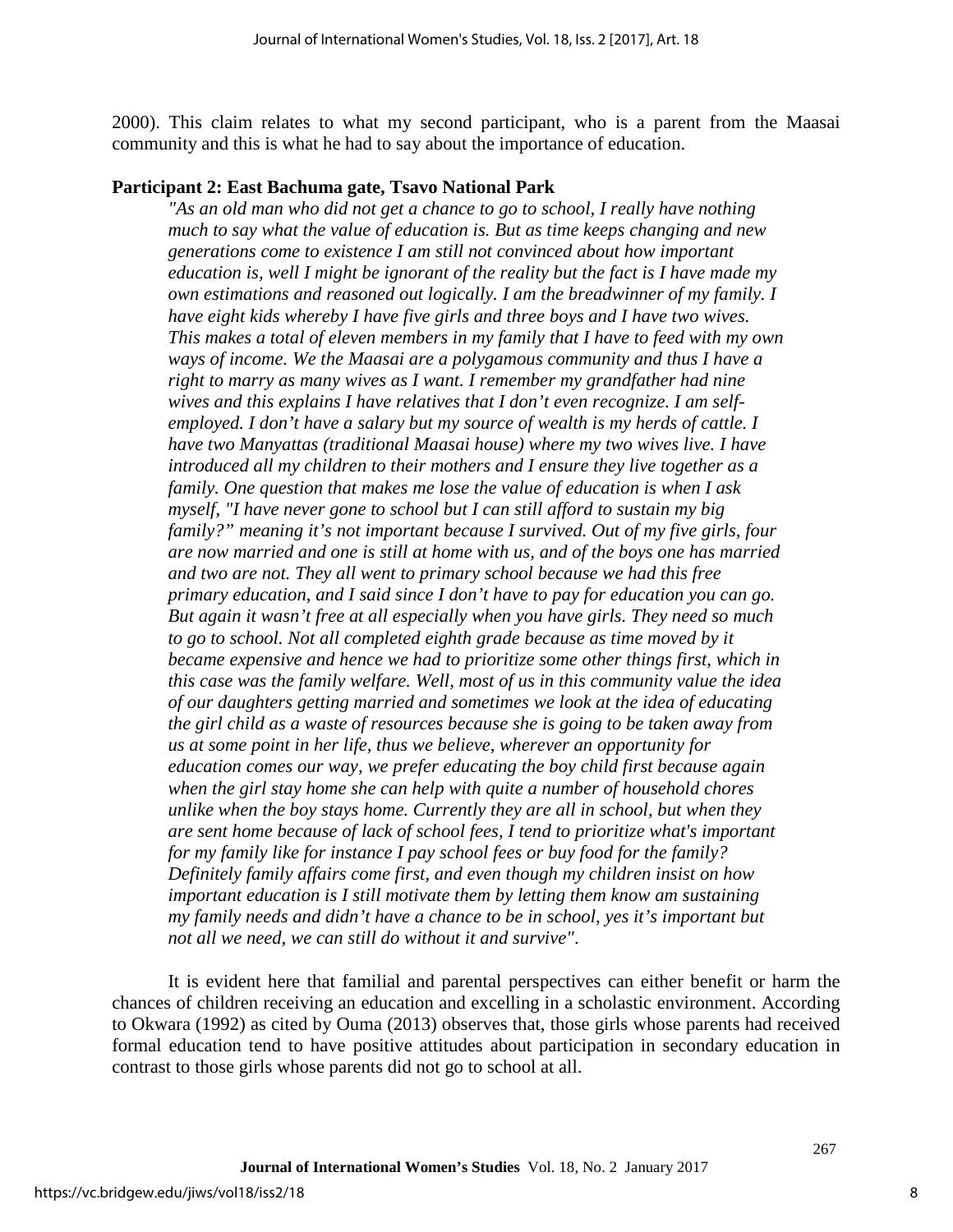2000). This claim relates to what my second participant, who is a parent from the Maasai community and this is what he had to say about the importance of education.

**Participant 2: East Bachuma gate, Tsavo National Park**

> *"As an old man who did not get a chance to go to school, I really have nothing much to say what the value of education is. But as time keeps changing and new generations come to existence I am still not convinced about how important education is, well I might be ignorant of the reality but the fact is I have made my own estimations and reasoned out logically. I am the breadwinner of my family. I have eight kids whereby I have five girls and three boys and I have two wives. This makes a total of eleven members in my family that I have to feed with my own ways of income. We the Maasai are a polygamous community and thus I have a right to marry as many wives as I want. I remember my grandfather had nine wives and this explains I have relatives that I don't even recognize. I am self-employed. I don't have a salary but my source of wealth is my herds of cattle. I have two Manyattas (traditional Maasai house) where my two wives live. I have introduced all my children to their mothers and I ensure they live together as a family. One question that makes me lose the value of education is when I ask myself, "I have never gone to school but I can still afford to sustain my big family?" meaning it's not important because I survived. Out of my five girls, four are now married and one is still at home with us, and of the boys one has married and two are not. They all went to primary school because we had this free primary education, and I said since I don't have to pay for education you can go. But again it wasn't free at all especially when you have girls. They need so much to go to school. Not all completed eighth grade because as time moved by it became expensive and hence we had to prioritize some other things first, which in this case was the family welfare. Well, most of us in this community value the idea of our daughters getting married and sometimes we look at the idea of educating the girl child as a waste of resources because she is going to be taken away from us at some point in her life, thus we believe, wherever an opportunity for education comes our way, we prefer educating the boy child first because again when the girl stay home she can help with quite a number of household chores unlike when the boy stays home. Currently they are all in school, but when they are sent home because of lack of school fees, I tend to prioritize what's important for my family like for instance I pay school fees or buy food for the family? Definitely family affairs come first, and even though my children insist on how important education is I still motivate them by letting them know am sustaining my family needs and didn't have a chance to be in school, yes it's important but not all we need, we can still do without it and survive".*

It is evident here that familial and parental perspectives can either benefit or harm the chances of children receiving an education and excelling in a scholastic environment. According to Okwara (1992) as cited by Ouma (2013) observes that, those girls whose parents had received formal education tend to have positive attitudes about participation in secondary education in contrast to those girls whose parents did not go to school at all.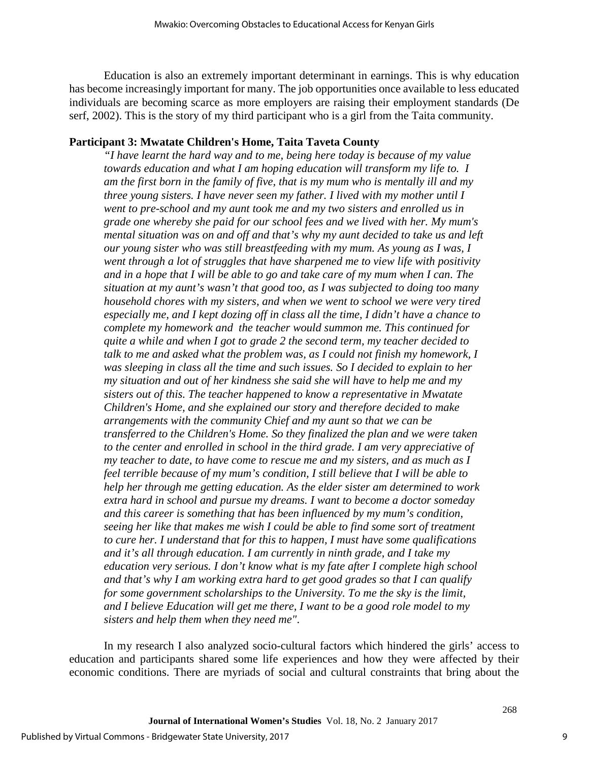Education is also an extremely important determinant in earnings. This is why education has become increasingly important for many. The job opportunities once available to less educated individuals are becoming scarce as more employers are raising their employment standards (De serf, 2002). This is the story of my third participant who is a girl from the Taita community.

**Participant 3: Mwatate Children's Home, Taita Taveta County**

> *"I have learnt the hard way and to me, being here today is because of my value towards education and what I am hoping education will transform my life to. I am the first born in the family of five, that is my mum who is mentally ill and my three young sisters. I have never seen my father. I lived with my mother until I went to pre-school and my aunt took me and my two sisters and enrolled us in grade one whereby she paid for our school fees and we lived with her. My mum's mental situation was on and off and that's why my aunt decided to take us and left our young sister who was still breastfeeding with my mum. As young as I was, I went through a lot of struggles that have sharpened me to view life with positivity and in a hope that I will be able to go and take care of my mum when I can. The situation at my aunt's wasn't that good too, as I was subjected to doing too many household chores with my sisters, and when we went to school we were very tired especially me, and I kept dozing off in class all the time, I didn't have a chance to complete my homework and the teacher would summon me. This continued for quite a while and when I got to grade 2 the second term, my teacher decided to talk to me and asked what the problem was, as I could not finish my homework, I was sleeping in class all the time and such issues. So I decided to explain to her my situation and out of her kindness she said she will have to help me and my sisters out of this. The teacher happened to know a representative in Mwatate Children's Home, and she explained our story and therefore decided to make arrangements with the community Chief and my aunt so that we can be transferred to the Children's Home. So they finalized the plan and we were taken to the center and enrolled in school in the third grade. I am very appreciative of my teacher to date, to have come to rescue me and my sisters, and as much as I feel terrible because of my mum's condition, I still believe that I will be able to help her through me getting education. As the elder sister am determined to work extra hard in school and pursue my dreams. I want to become a doctor someday and this career is something that has been influenced by my mum's condition, seeing her like that makes me wish I could be able to find some sort of treatment to cure her. I understand that for this to happen, I must have some qualifications and it's all through education. I am currently in ninth grade, and I take my education very serious. I don't know what is my fate after I complete high school and that's why I am working extra hard to get good grades so that I can qualify for some government scholarships to the University. To me the sky is the limit, and I believe Education will get me there, I want to be a good role model to my sisters and help them when they need me".*

In my research I also analyzed socio-cultural factors which hindered the girls' access to education and participants shared some life experiences and how they were affected by their economic conditions. There are myriads of social and cultural constraints that bring about the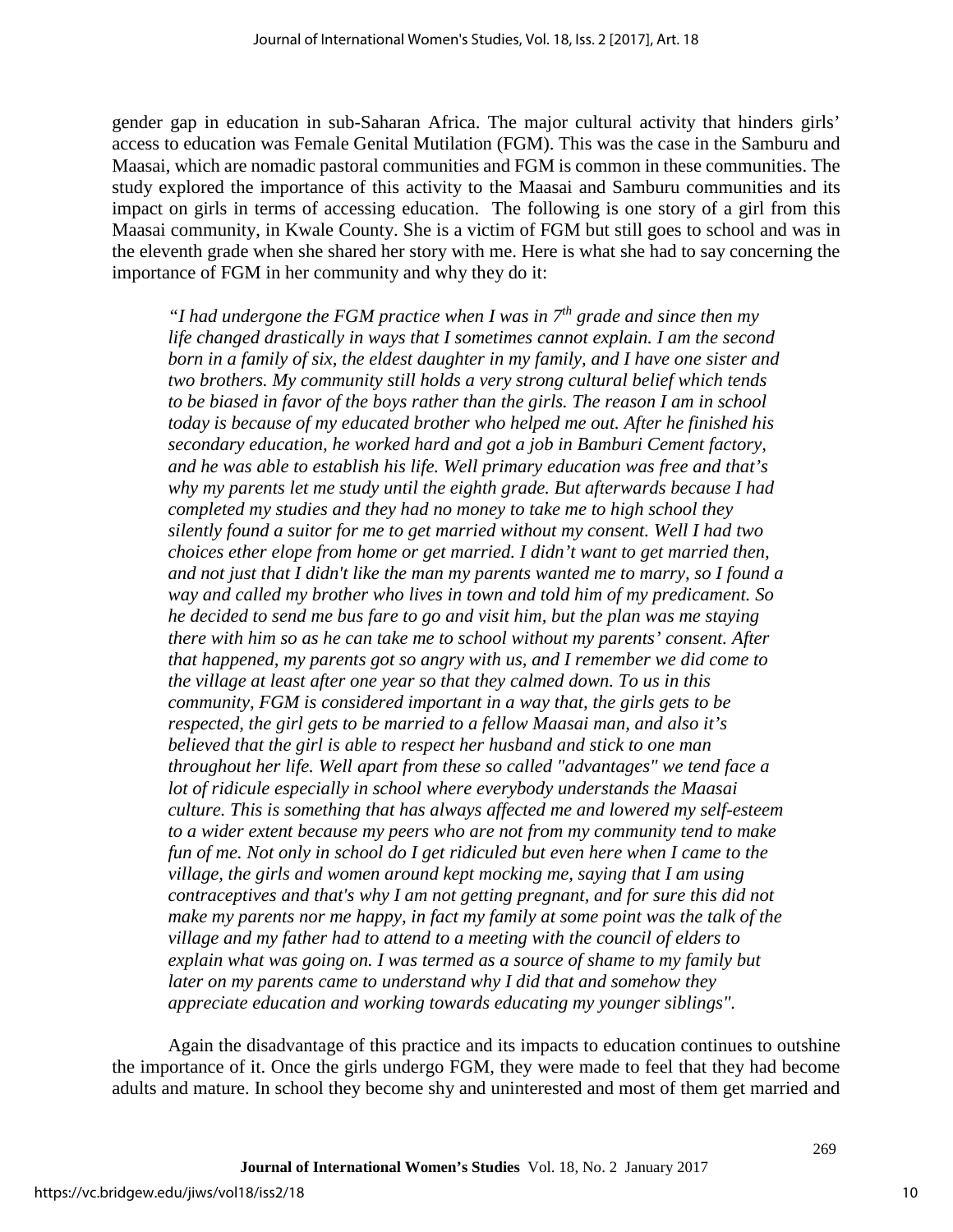gender gap in education in sub-Saharan Africa. The major cultural activity that hinders girls' access to education was Female Genital Mutilation (FGM). This was the case in the Samburu and Maasai, which are nomadic pastoral communities and FGM is common in these communities. The study explored the importance of this activity to the Maasai and Samburu communities and its impact on girls in terms of accessing education. The following is one story of a girl from this Maasai community, in Kwale County. She is a victim of FGM but still goes to school and was in the eleventh grade when she shared her story with me. Here is what she had to say concerning the importance of FGM in her community and why they do it:

> *"I had undergone the FGM practice when I was in 7th grade and since then my life changed drastically in ways that I sometimes cannot explain. I am the second born in a family of six, the eldest daughter in my family, and I have one sister and two brothers. My community still holds a very strong cultural belief which tends to be biased in favor of the boys rather than the girls. The reason I am in school today is because of my educated brother who helped me out. After he finished his secondary education, he worked hard and got a job in Bamburi Cement factory, and he was able to establish his life. Well primary education was free and that's why my parents let me study until the eighth grade. But afterwards because I had completed my studies and they had no money to take me to high school they silently found a suitor for me to get married without my consent. Well I had two choices ether elope from home or get married. I didn't want to get married then, and not just that I didn't like the man my parents wanted me to marry, so I found a way and called my brother who lives in town and told him of my predicament. So he decided to send me bus fare to go and visit him, but the plan was me staying there with him so as he can take me to school without my parents' consent. After that happened, my parents got so angry with us, and I remember we did come to the village at least after one year so that they calmed down. To us in this community, FGM is considered important in a way that, the girls gets to be respected, the girl gets to be married to a fellow Maasai man, and also it's believed that the girl is able to respect her husband and stick to one man throughout her life. Well apart from these so called "advantages" we tend face a lot of ridicule especially in school where everybody understands the Maasai culture. This is something that has always affected me and lowered my self-esteem to a wider extent because my peers who are not from my community tend to make fun of me. Not only in school do I get ridiculed but even here when I came to the village, the girls and women around kept mocking me, saying that I am using contraceptives and that's why I am not getting pregnant, and for sure this did not make my parents nor me happy, in fact my family at some point was the talk of the village and my father had to attend to a meeting with the council of elders to explain what was going on. I was termed as a source of shame to my family but later on my parents came to understand why I did that and somehow they appreciate education and working towards educating my younger siblings".*

Again the disadvantage of this practice and its impacts to education continues to outshine the importance of it. Once the girls undergo FGM, they were made to feel that they had become adults and mature. In school they become shy and uninterested and most of them get married and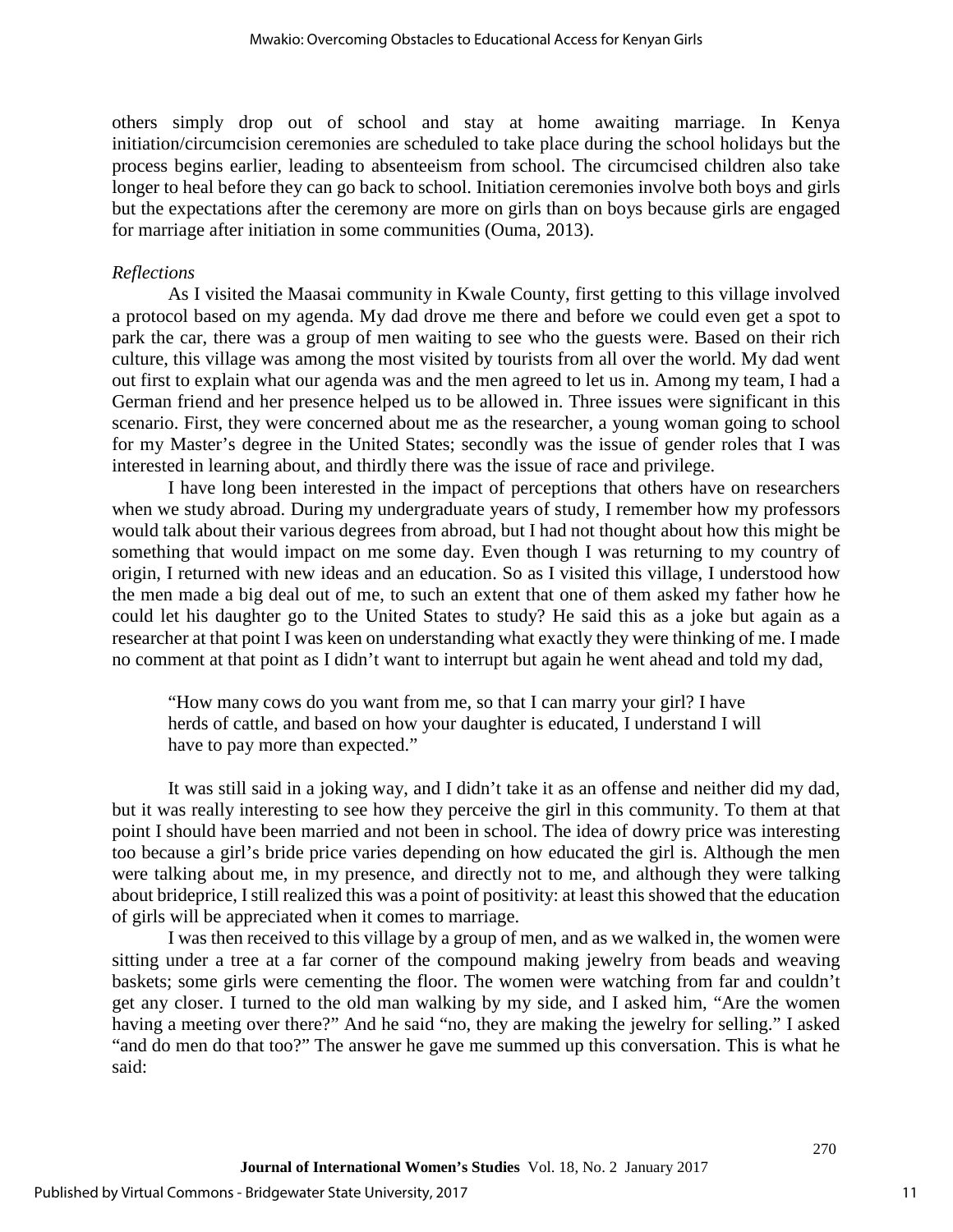others simply drop out of school and stay at home awaiting marriage. In Kenya initiation/circumcision ceremonies are scheduled to take place during the school holidays but the process begins earlier, leading to absenteeism from school. The circumcised children also take longer to heal before they can go back to school. Initiation ceremonies involve both boys and girls but the expectations after the ceremony are more on girls than on boys because girls are engaged for marriage after initiation in some communities (Ouma, 2013).

*Reflections*

As I visited the Maasai community in Kwale County, first getting to this village involved a protocol based on my agenda. My dad drove me there and before we could even get a spot to park the car, there was a group of men waiting to see who the guests were. Based on their rich culture, this village was among the most visited by tourists from all over the world. My dad went out first to explain what our agenda was and the men agreed to let us in. Among my team, I had a German friend and her presence helped us to be allowed in. Three issues were significant in this scenario. First, they were concerned about me as the researcher, a young woman going to school for my Master's degree in the United States; secondly was the issue of gender roles that I was interested in learning about, and thirdly there was the issue of race and privilege.

I have long been interested in the impact of perceptions that others have on researchers when we study abroad. During my undergraduate years of study, I remember how my professors would talk about their various degrees from abroad, but I had not thought about how this might be something that would impact on me some day. Even though I was returning to my country of origin, I returned with new ideas and an education. So as I visited this village, I understood how the men made a big deal out of me, to such an extent that one of them asked my father how he could let his daughter go to the United States to study? He said this as a joke but again as a researcher at that point I was keen on understanding what exactly they were thinking of me. I made no comment at that point as I didn't want to interrupt but again he went ahead and told my dad,

> "How many cows do you want from me, so that I can marry your girl? I have herds of cattle, and based on how your daughter is educated, I understand I will have to pay more than expected."

It was still said in a joking way, and I didn't take it as an offense and neither did my dad, but it was really interesting to see how they perceive the girl in this community. To them at that point I should have been married and not been in school. The idea of dowry price was interesting too because a girl's bride price varies depending on how educated the girl is. Although the men were talking about me, in my presence, and directly not to me, and although they were talking about brideprice, I still realized this was a point of positivity: at least this showed that the education of girls will be appreciated when it comes to marriage.

I was then received to this village by a group of men, and as we walked in, the women were sitting under a tree at a far corner of the compound making jewelry from beads and weaving baskets; some girls were cementing the floor. The women were watching from far and couldn't get any closer. I turned to the old man walking by my side, and I asked him, "Are the women having a meeting over there?" And he said "no, they are making the jewelry for selling." I asked "and do men do that too?" The answer he gave me summed up this conversation. This is what he said: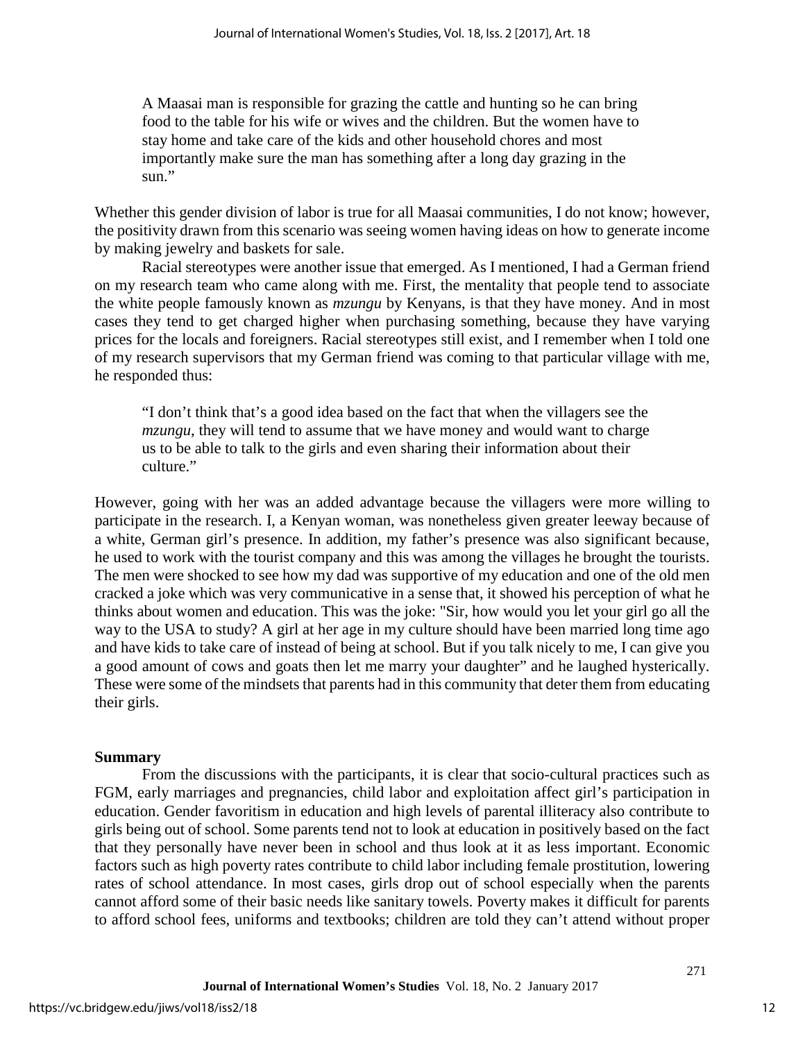> A Maasai man is responsible for grazing the cattle and hunting so he can bring food to the table for his wife or wives and the children. But the women have to stay home and take care of the kids and other household chores and most importantly make sure the man has something after a long day grazing in the sun."

Whether this gender division of labor is true for all Maasai communities, I do not know; however, the positivity drawn from this scenario was seeing women having ideas on how to generate income by making jewelry and baskets for sale.

Racial stereotypes were another issue that emerged. As I mentioned, I had a German friend on my research team who came along with me. First, the mentality that people tend to associate the white people famously known as *mzungu* by Kenyans, is that they have money. And in most cases they tend to get charged higher when purchasing something, because they have varying prices for the locals and foreigners. Racial stereotypes still exist, and I remember when I told one of my research supervisors that my German friend was coming to that particular village with me, he responded thus:

> "I don't think that's a good idea based on the fact that when the villagers see the *mzungu*, they will tend to assume that we have money and would want to charge us to be able to talk to the girls and even sharing their information about their culture."

However, going with her was an added advantage because the villagers were more willing to participate in the research. I, a Kenyan woman, was nonetheless given greater leeway because of a white, German girl's presence. In addition, my father's presence was also significant because, he used to work with the tourist company and this was among the villages he brought the tourists. The men were shocked to see how my dad was supportive of my education and one of the old men cracked a joke which was very communicative in a sense that, it showed his perception of what he thinks about women and education. This was the joke: "Sir, how would you let your girl go all the way to the USA to study? A girl at her age in my culture should have been married long time ago and have kids to take care of instead of being at school. But if you talk nicely to me, I can give you a good amount of cows and goats then let me marry your daughter" and he laughed hysterically. These were some of the mindsets that parents had in this community that deter them from educating their girls.

## Summary

From the discussions with the participants, it is clear that socio-cultural practices such as FGM, early marriages and pregnancies, child labor and exploitation affect girl's participation in education. Gender favoritism in education and high levels of parental illiteracy also contribute to girls being out of school. Some parents tend not to look at education in positively based on the fact that they personally have never been in school and thus look at it as less important. Economic factors such as high poverty rates contribute to child labor including female prostitution, lowering rates of school attendance. In most cases, girls drop out of school especially when the parents cannot afford some of their basic needs like sanitary towels. Poverty makes it difficult for parents to afford school fees, uniforms and textbooks; children are told they can't attend without proper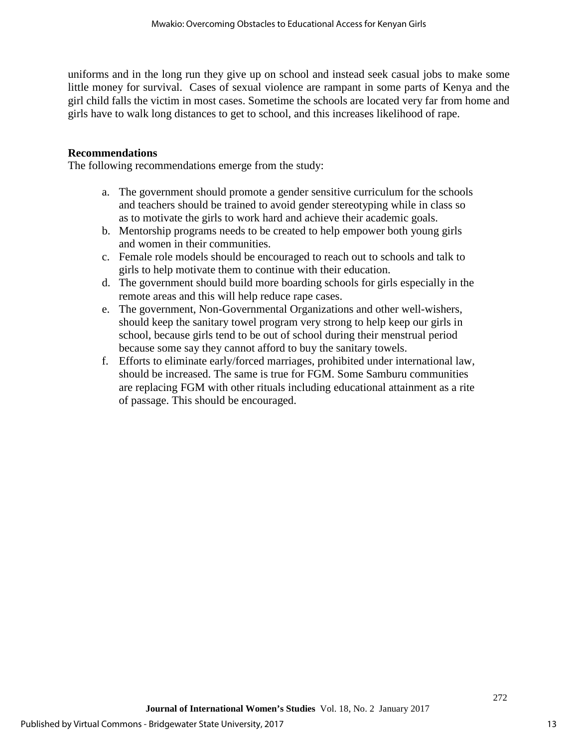uniforms and in the long run they give up on school and instead seek casual jobs to make some little money for survival. Cases of sexual violence are rampant in some parts of Kenya and the girl child falls the victim in most cases. Sometime the schools are located very far from home and girls have to walk long distances to get to school, and this increases likelihood of rape.

## Recommendations

The following recommendations emerge from the study:

a. The government should promote a gender sensitive curriculum for the schools and teachers should be trained to avoid gender stereotyping while in class so as to motivate the girls to work hard and achieve their academic goals.
b. Mentorship programs needs to be created to help empower both young girls and women in their communities.
c. Female role models should be encouraged to reach out to schools and talk to girls to help motivate them to continue with their education.
d. The government should build more boarding schools for girls especially in the remote areas and this will help reduce rape cases.
e. The government, Non-Governmental Organizations and other well-wishers, should keep the sanitary towel program very strong to help keep our girls in school, because girls tend to be out of school during their menstrual period because some say they cannot afford to buy the sanitary towels.
f. Efforts to eliminate early/forced marriages, prohibited under international law, should be increased. The same is true for FGM. Some Samburu communities are replacing FGM with other rituals including educational attainment as a rite of passage. This should be encouraged.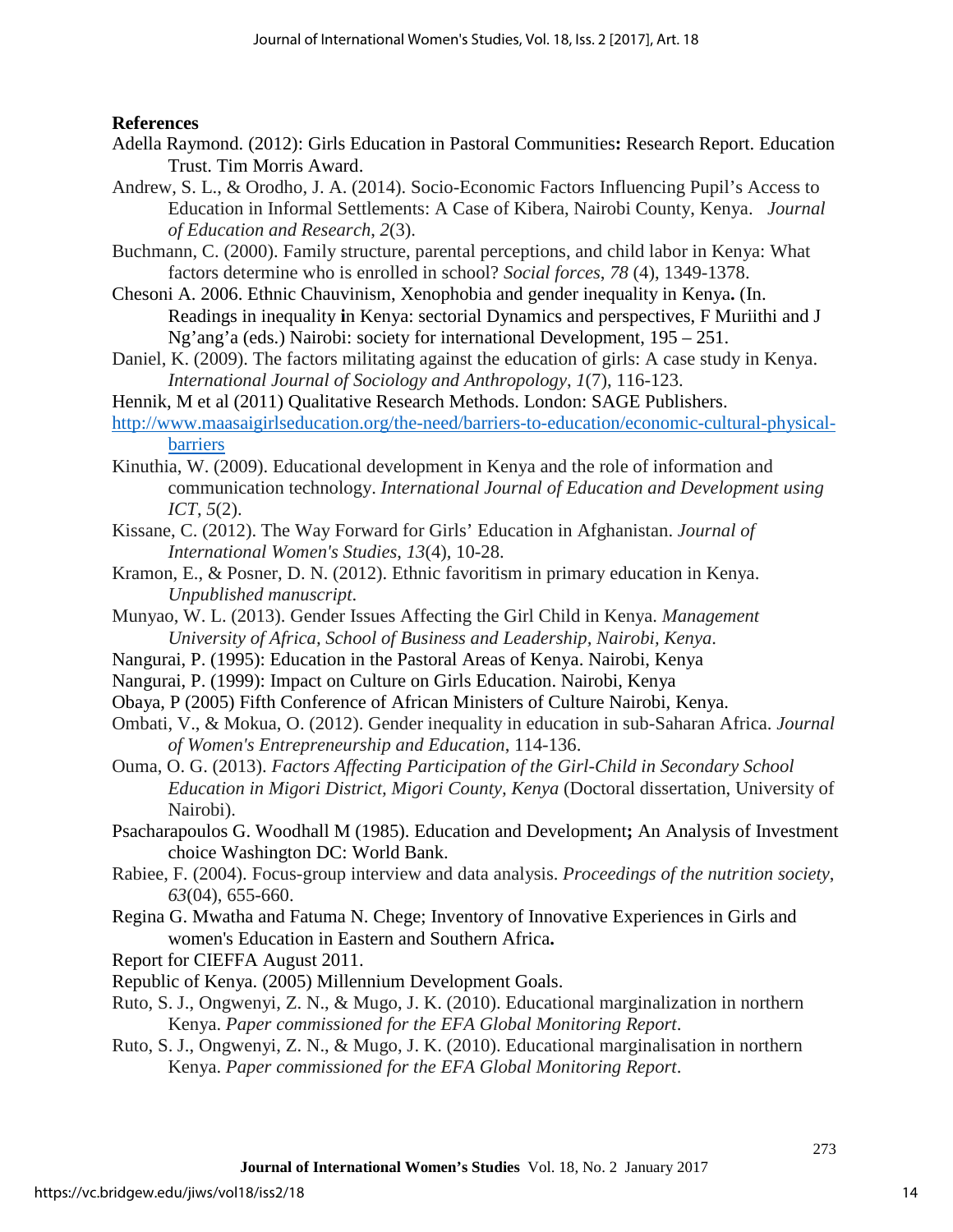## References

Adella Raymond. (2012): Girls Education in Pastoral Communities**:** Research Report. Education Trust. Tim Morris Award.

Andrew, S. L., & Orodho, J. A. (2014). Socio-Economic Factors Influencing Pupil's Access to Education in Informal Settlements: A Case of Kibera, Nairobi County, Kenya. *Journal of Education and Research*, *2*(3).

Buchmann, C. (2000). Family structure, parental perceptions, and child labor in Kenya: What factors determine who is enrolled in school? *Social forces*, *78* (4), 1349-1378.

Chesoni A. 2006. Ethnic Chauvinism, Xenophobia and gender inequality in Kenya**.** (In. Readings in inequality **i**n Kenya: sectorial Dynamics and perspectives, F Muriithi and J Ng'ang'a (eds.) Nairobi: society for international Development, 195 – 251.

Daniel, K. (2009). The factors militating against the education of girls: A case study in Kenya. *International Journal of Sociology and Anthropology*, *1*(7), 116-123.

Hennik, M et al (2011) Qualitative Research Methods. London: SAGE Publishers.

http://www.maasaigirlseducation.org/the-need/barriers-to-education/economic-cultural-physical-barriers

Kinuthia, W. (2009). Educational development in Kenya and the role of information and communication technology. *International Journal of Education and Development using ICT*, *5*(2).

Kissane, C. (2012). The Way Forward for Girls' Education in Afghanistan. *Journal of International Women's Studies*, *13*(4), 10-28.

Kramon, E., & Posner, D. N. (2012). Ethnic favoritism in primary education in Kenya. *Unpublished manuscript*.

Munyao, W. L. (2013). Gender Issues Affecting the Girl Child in Kenya. *Management University of Africa, School of Business and Leadership, Nairobi, Kenya*.

Nangurai, P. (1995): Education in the Pastoral Areas of Kenya. Nairobi, Kenya

Nangurai, P. (1999): Impact on Culture on Girls Education. Nairobi, Kenya

Obaya, P (2005) Fifth Conference of African Ministers of Culture Nairobi, Kenya.

Ombati, V., & Mokua, O. (2012). Gender inequality in education in sub-Saharan Africa. *Journal of Women's Entrepreneurship and Education*, 114-136.

Ouma, O. G. (2013). *Factors Affecting Participation of the Girl-Child in Secondary School Education in Migori District, Migori County, Kenya* (Doctoral dissertation, University of Nairobi).

Psacharapoulos G. Woodhall M (1985). Education and Development**;** An Analysis of Investment choice Washington DC: World Bank.

Rabiee, F. (2004). Focus-group interview and data analysis. *Proceedings of the nutrition society*, *63*(04), 655-660.

Regina G. Mwatha and Fatuma N. Chege; Inventory of Innovative Experiences in Girls and women's Education in Eastern and Southern Africa**.**

Report for CIEFFA August 2011.

Republic of Kenya. (2005) Millennium Development Goals.

Ruto, S. J., Ongwenyi, Z. N., & Mugo, J. K. (2010). Educational marginalization in northern Kenya. *Paper commissioned for the EFA Global Monitoring Report*.

Ruto, S. J., Ongwenyi, Z. N., & Mugo, J. K. (2010). Educational marginalisation in northern Kenya. *Paper commissioned for the EFA Global Monitoring Report*.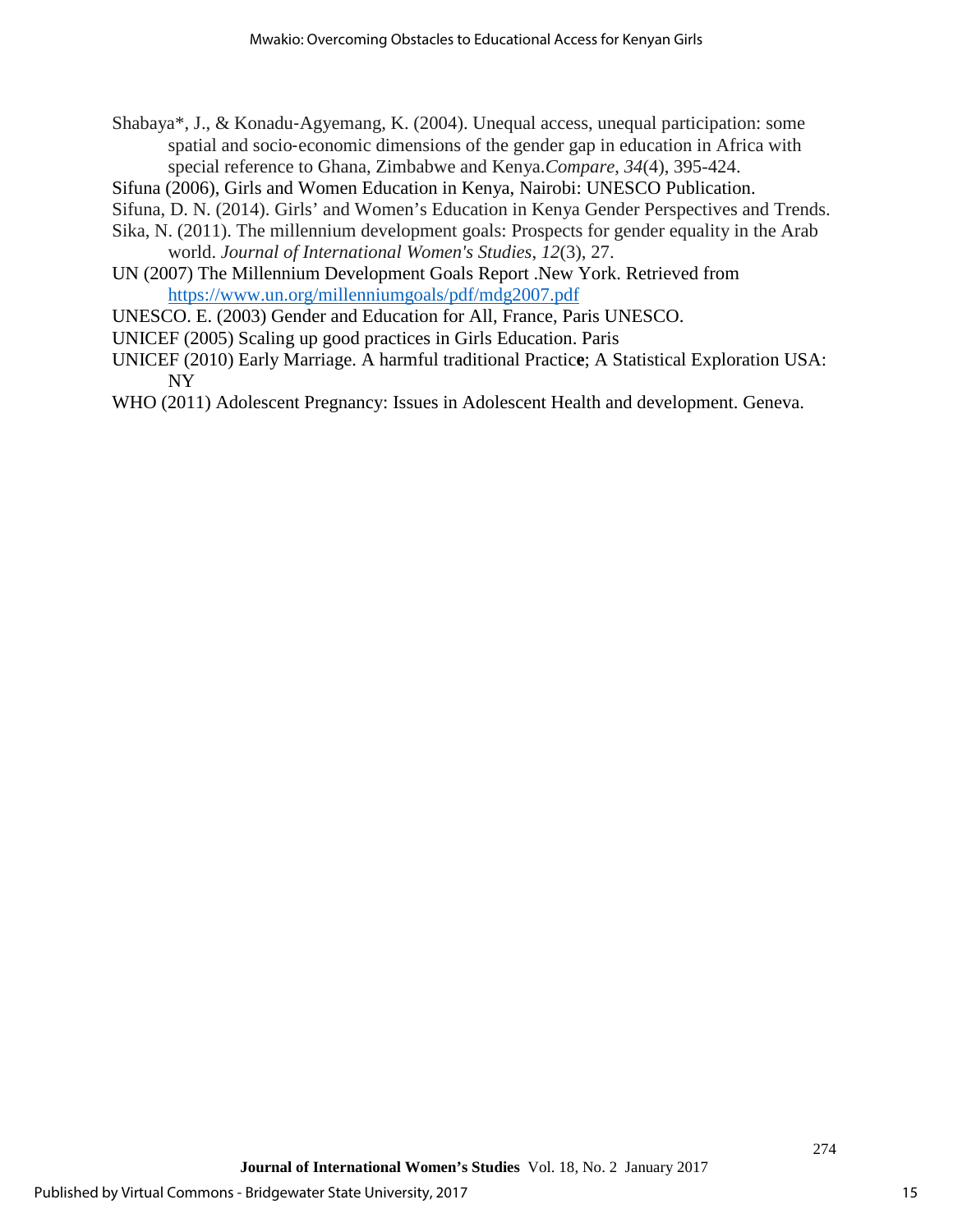Shabaya*, J., & Konadu‐Agyemang, K. (2004). Unequal access, unequal participation: some spatial and socio‐economic dimensions of the gender gap in education in Africa with special reference to Ghana, Zimbabwe and Kenya.*Compare*, *34*(4), 395-424.

Sifuna (2006), Girls and Women Education in Kenya, Nairobi: UNESCO Publication.

Sifuna, D. N. (2014). Girls' and Women's Education in Kenya Gender Perspectives and Trends.

Sika, N. (2011). The millennium development goals: Prospects for gender equality in the Arab world. *Journal of International Women's Studies*, *12*(3), 27.

UN (2007) The Millennium Development Goals Report .New York. Retrieved from https://www.un.org/millenniumgoals/pdf/mdg2007.pdf

UNESCO. E. (2003) Gender and Education for All, France, Paris UNESCO.

UNICEF (2005) Scaling up good practices in Girls Education. Paris

UNICEF (2010) Early Marriage. A harmful traditional Practic**e**; A Statistical Exploration USA: NY

WHO (2011) Adolescent Pregnancy: Issues in Adolescent Health and development. Geneva.